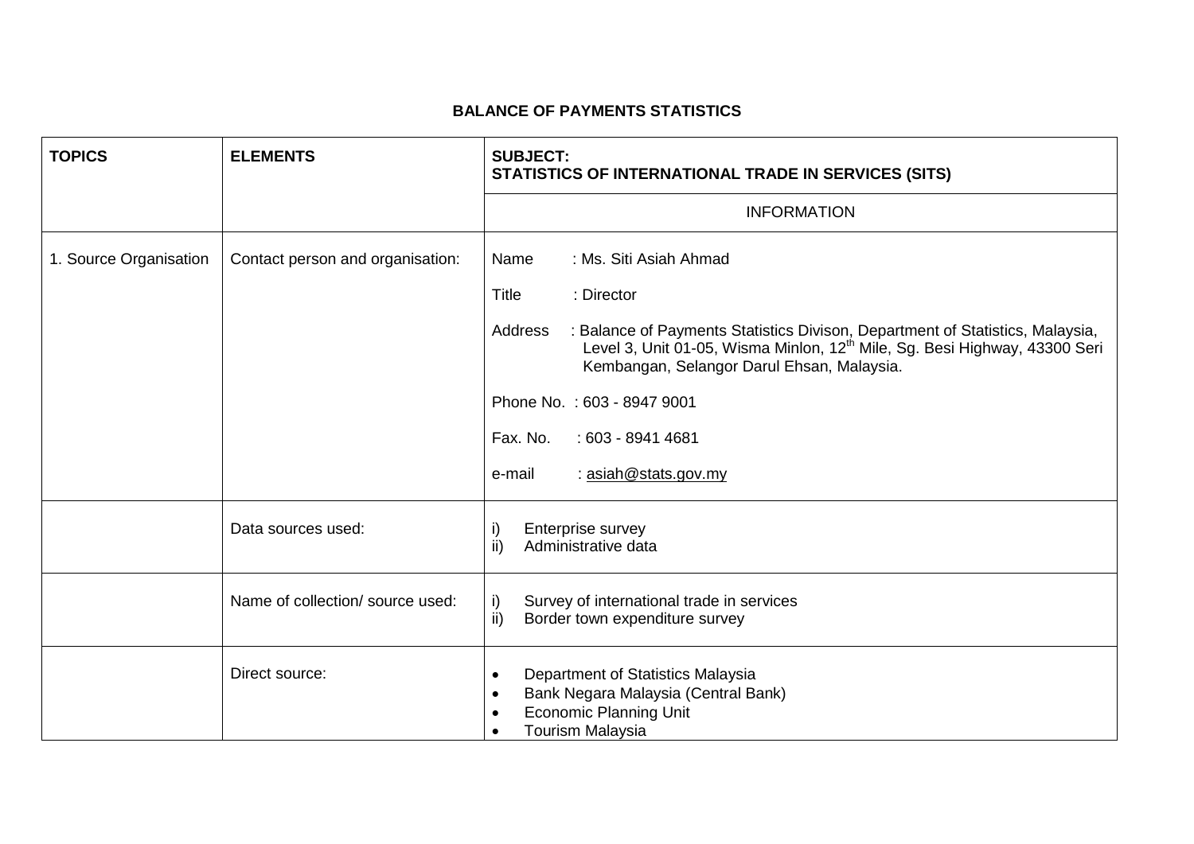**BALANCE OF PAYMENTS STATISTICS**

| TOPICS | ELEMENTS | SUBJECT: STATISTICS OF INTERNATIONAL TRADE IN SERVICES (SITS) |
|---|---|---|
| | | INFORMATION |
| 1. Source Organisation | Contact person and organisation: | Name : Ms. Siti Asiah Ahmad<br><br>Title : Director<br><br>Address : Balance of Payments Statistics Divison, Department of Statistics, Malaysia, Level 3, Unit 01-05, Wisma Minlon, 12th Mile, Sg. Besi Highway, 43300 Seri Kembangan, Selangor Darul Ehsan, Malaysia.<br><br>Phone No. : 603 - 8947 9001<br><br>Fax. No. : 603 - 8941 4681<br><br>e-mail : asiah@stats.gov.my |
| | Data sources used: | i) Enterprise survey<br>ii) Administrative data |
| | Name of collection/ source used: | i) Survey of international trade in services<br>ii) Border town expenditure survey |
| | Direct source: | • Department of Statistics Malaysia<br>• Bank Negara Malaysia (Central Bank)<br>• Economic Planning Unit<br>• Tourism Malaysia |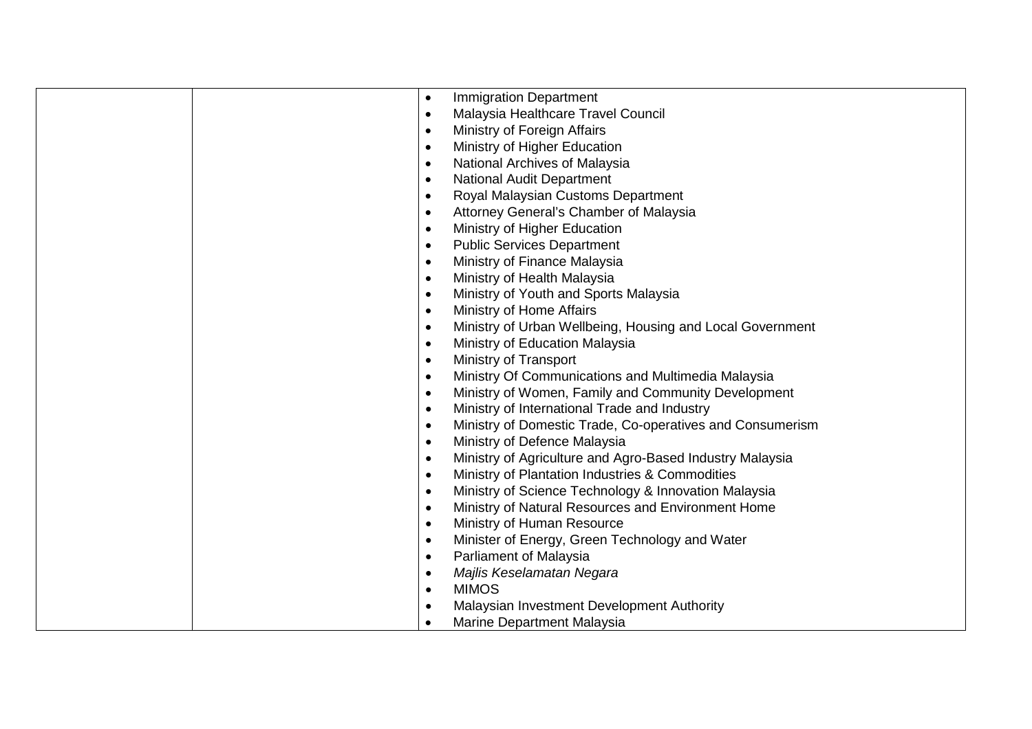| | | |
|---|---|---|
| | | • Immigration Department<br>• Malaysia Healthcare Travel Council<br>• Ministry of Foreign Affairs<br>• Ministry of Higher Education<br>• National Archives of Malaysia<br>• National Audit Department<br>• Royal Malaysian Customs Department<br>• Attorney General's Chamber of Malaysia<br>• Ministry of Higher Education<br>• Public Services Department<br>• Ministry of Finance Malaysia<br>• Ministry of Health Malaysia<br>• Ministry of Youth and Sports Malaysia<br>• Ministry of Home Affairs<br>• Ministry of Urban Wellbeing, Housing and Local Government<br>• Ministry of Education Malaysia<br>• Ministry of Transport<br>• Ministry Of Communications and Multimedia Malaysia<br>• Ministry of Women, Family and Community Development<br>• Ministry of International Trade and Industry<br>• Ministry of Domestic Trade, Co-operatives and Consumerism<br>• Ministry of Defence Malaysia<br>• Ministry of Agriculture and Agro-Based Industry Malaysia<br>• Ministry of Plantation Industries & Commodities<br>• Ministry of Science Technology & Innovation Malaysia<br>• Ministry of Natural Resources and Environment Home<br>• Ministry of Human Resource<br>• Minister of Energy, Green Technology and Water<br>• Parliament of Malaysia<br>• *Majlis Keselamatan Negara*<br>• MIMOS<br>• Malaysian Investment Development Authority<br>• Marine Department Malaysia |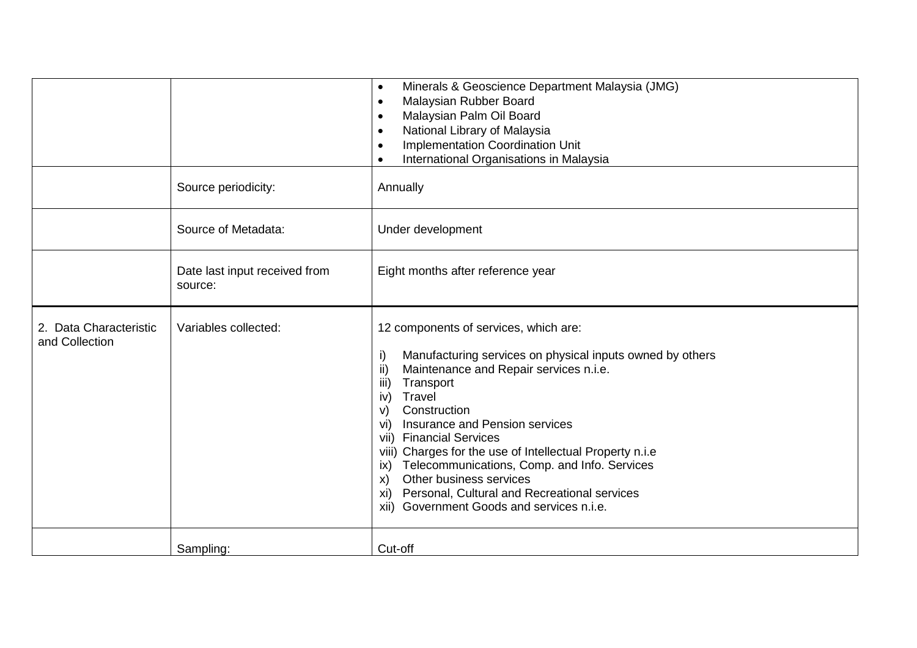| | | |
|---|---|---|
| | | • Minerals & Geoscience Department Malaysia (JMG)<br>• Malaysian Rubber Board<br>• Malaysian Palm Oil Board<br>• National Library of Malaysia<br>• Implementation Coordination Unit<br>• International Organisations in Malaysia |
| | Source periodicity: | Annually |
| | Source of Metadata: | Under development |
| | Date last input received from source: | Eight months after reference year |
| 2. Data Characteristic and Collection | Variables collected: | 12 components of services, which are:<br><br>i) Manufacturing services on physical inputs owned by others<br>ii) Maintenance and Repair services n.i.e.<br>iii) Transport<br>iv) Travel<br>v) Construction<br>vi) Insurance and Pension services<br>vii) Financial Services<br>viii) Charges for the use of Intellectual Property n.i.e<br>ix) Telecommunications, Comp. and Info. Services<br>x) Other business services<br>xi) Personal, Cultural and Recreational services<br>xii) Government Goods and services n.i.e. |
| | Sampling: | Cut-off |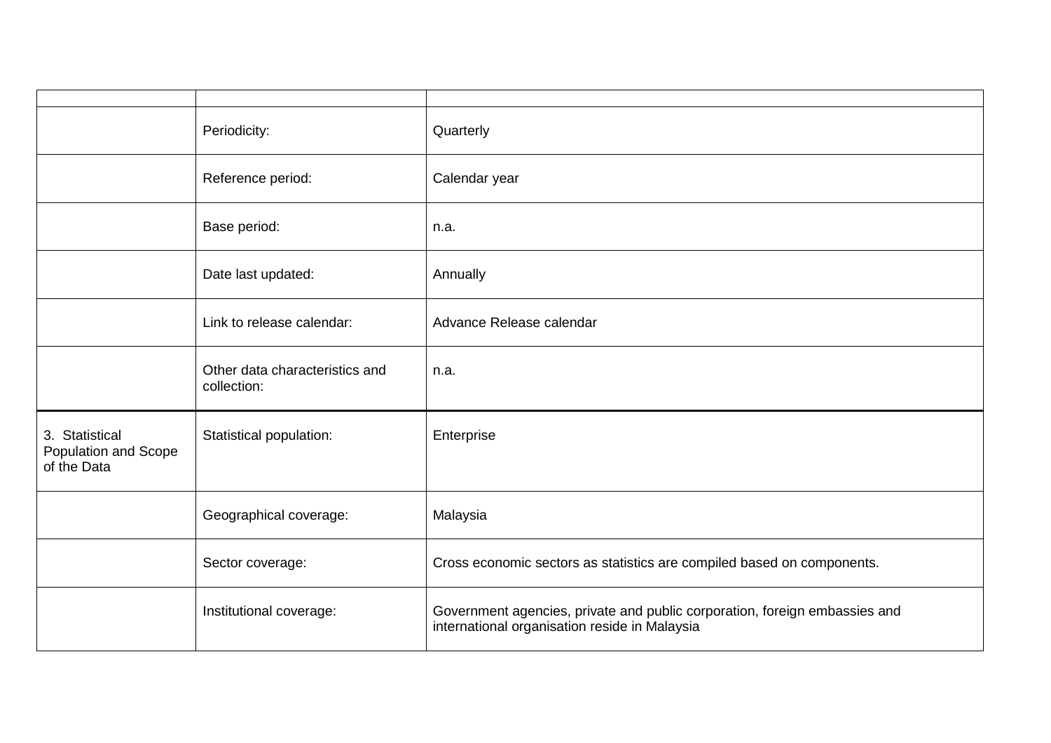| | | |
|---|---|---|
| | Periodicity: | Quarterly |
| | Reference period: | Calendar year |
| | Base period: | n.a. |
| | Date last updated: | Annually |
| | Link to release calendar: | Advance Release calendar |
| | Other data characteristics and collection: | n.a. |
| 3. Statistical Population and Scope of the Data | Statistical population: | Enterprise |
| | Geographical coverage: | Malaysia |
| | Sector coverage: | Cross economic sectors as statistics are compiled based on components. |
| | Institutional coverage: | Government agencies, private and public corporation, foreign embassies and international organisation reside in Malaysia |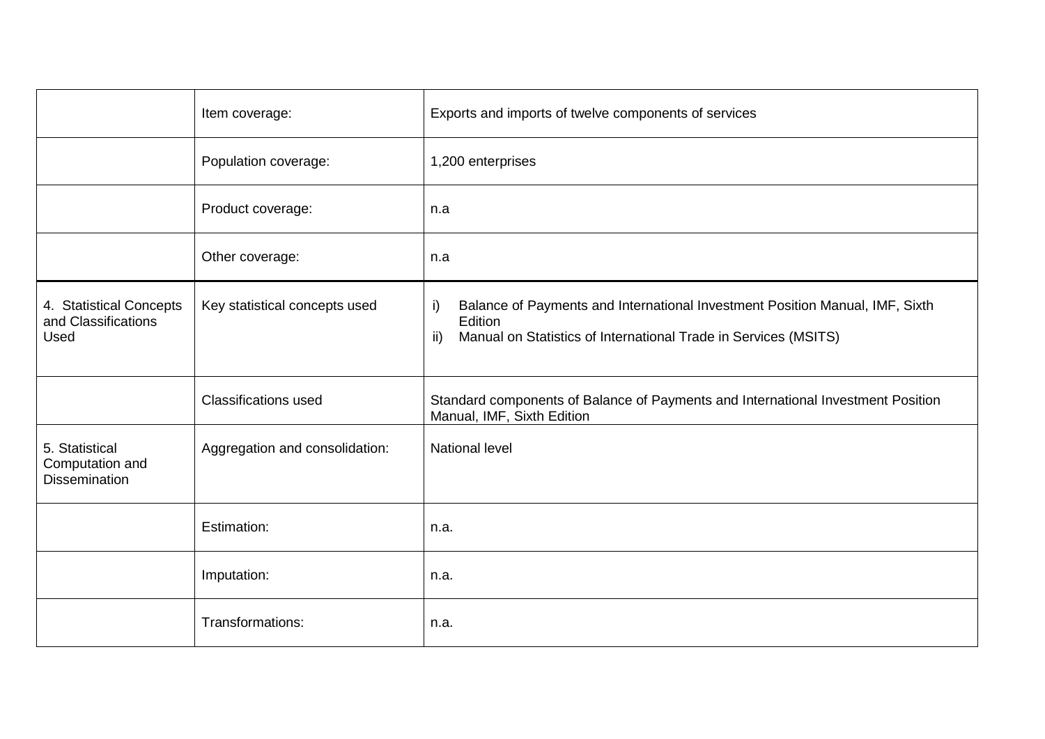| | | |
|---|---|---|
| | Item coverage: | Exports and imports of twelve components of services |
| | Population coverage: | 1,200 enterprises |
| | Product coverage: | n.a |
| | Other coverage: | n.a |
| 4. Statistical Concepts and Classifications Used | Key statistical concepts used | i) Balance of Payments and International Investment Position Manual, IMF, Sixth Edition<br>ii) Manual on Statistics of International Trade in Services (MSITS) |
| | Classifications used | Standard components of Balance of Payments and International Investment Position Manual, IMF, Sixth Edition |
| 5. Statistical Computation and Dissemination | Aggregation and consolidation: | National level |
| | Estimation: | n.a. |
| | Imputation: | n.a. |
| | Transformations: | n.a. |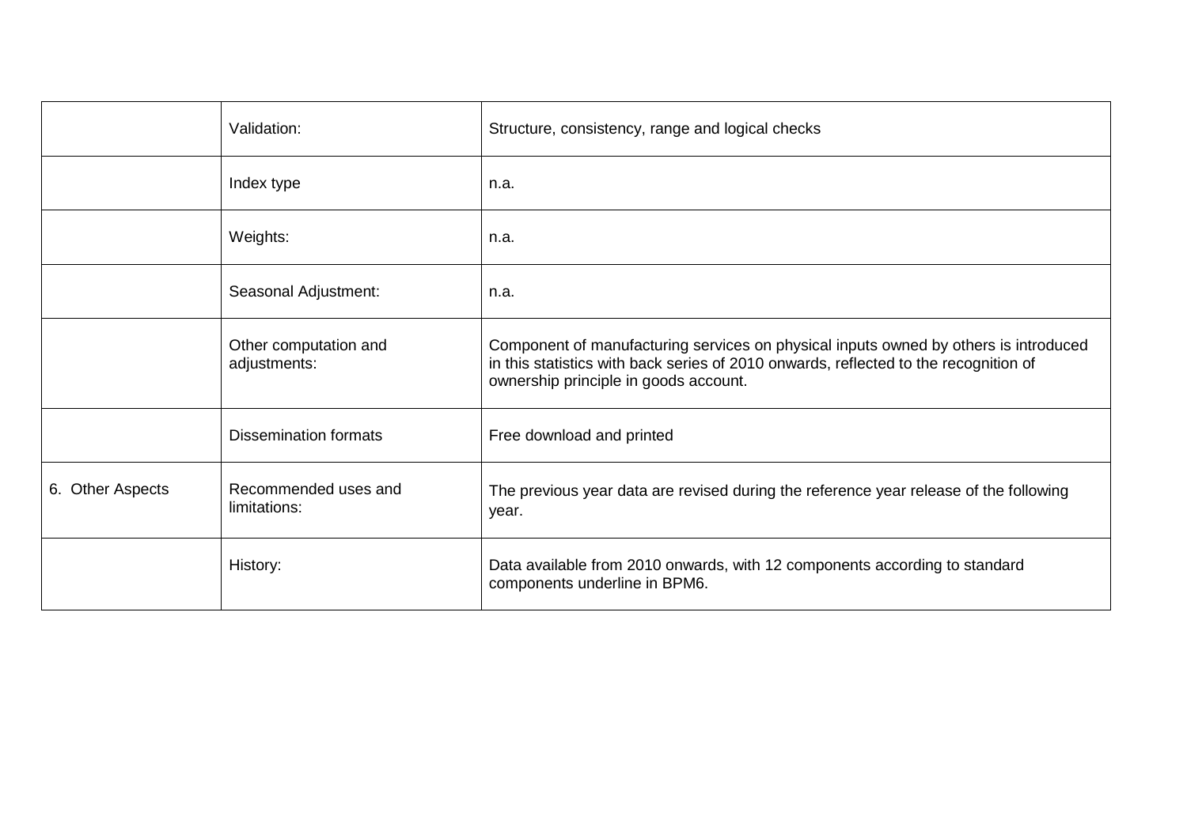| | | |
|---|---|---|
| | Validation: | Structure, consistency, range and logical checks |
| | Index type | n.a. |
| | Weights: | n.a. |
| | Seasonal Adjustment: | n.a. |
| | Other computation and adjustments: | Component of manufacturing services on physical inputs owned by others is introduced in this statistics with back series of 2010 onwards, reflected to the recognition of ownership principle in goods account. |
| | Dissemination formats | Free download and printed |
| 6. Other Aspects | Recommended uses and limitations: | The previous year data are revised during the reference year release of the following year. |
| | History: | Data available from 2010 onwards, with 12 components according to standard components underline in BPM6. |